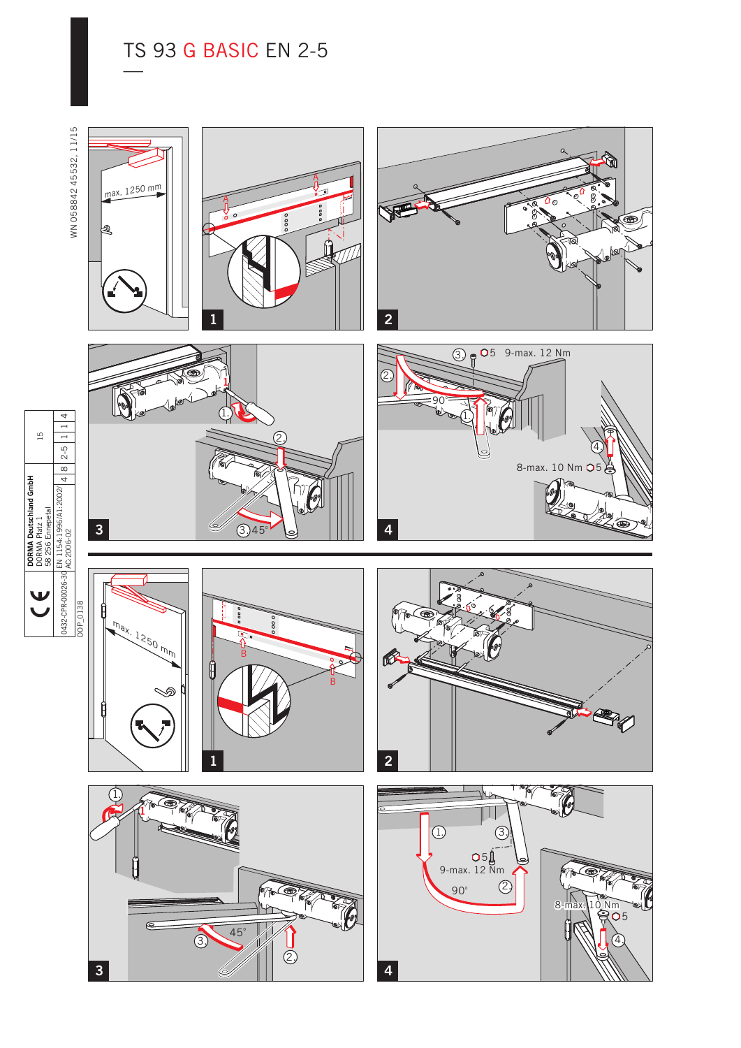# TS 93 G BASIC EN 2-5

WN 058842 45532, 11/15

max. 1250 mm

1

2

3

1. 2. 3. 45°

4

3. 5 9-max. 12 Nm

2. 90° 1.

4. 8-max. 10 Nm 5

| | 15 |
|---|---|
| DORMA Deutschland GmbH<br>DORMA Platz 1<br>58 256 Ennepetal | 4 8 2-5 1 1 4 |
| 0432-CPR-00026-30 | EN 1154:1996/A1:2002/ AC:2006-02 |

DOP_0138

max. 1250 mm

1

B B

2

3

1. 2. 3. 45°

4

1. 3. 5 9-max. 12 Nm 90° 2.

8-max. 10 Nm 5 4.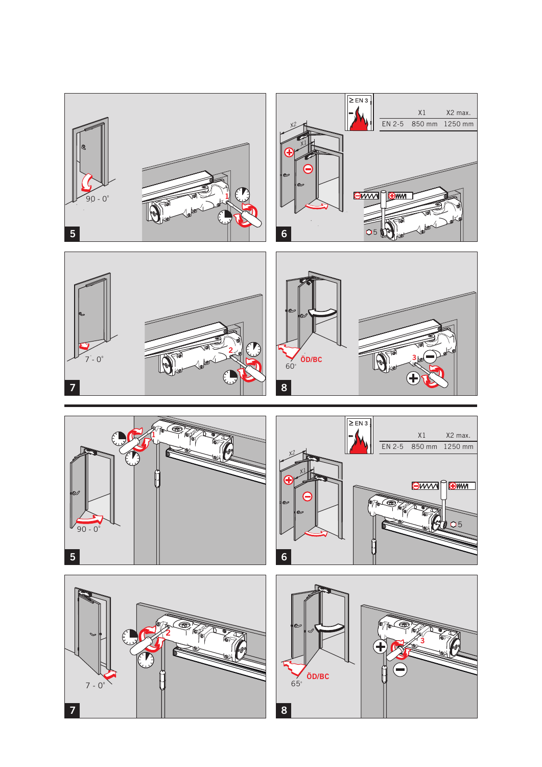5

90 - 0°

1

6

≥ EN 3

| | X1 | X2 max. |
|---|---|---|
| EN 2-5 | 850 mm | 1250 mm |

X2

X1

5

7

7 - 0°

2

8

60°

ÖD/BC

3

5

90 - 0°

1

6

≥ EN 3

| | X1 | X2 max. |
|---|---|---|
| EN 2-5 | 850 mm | 1250 mm |

X2

X1

5

7

7 - 0°

2

8

65°

ÖD/BC

3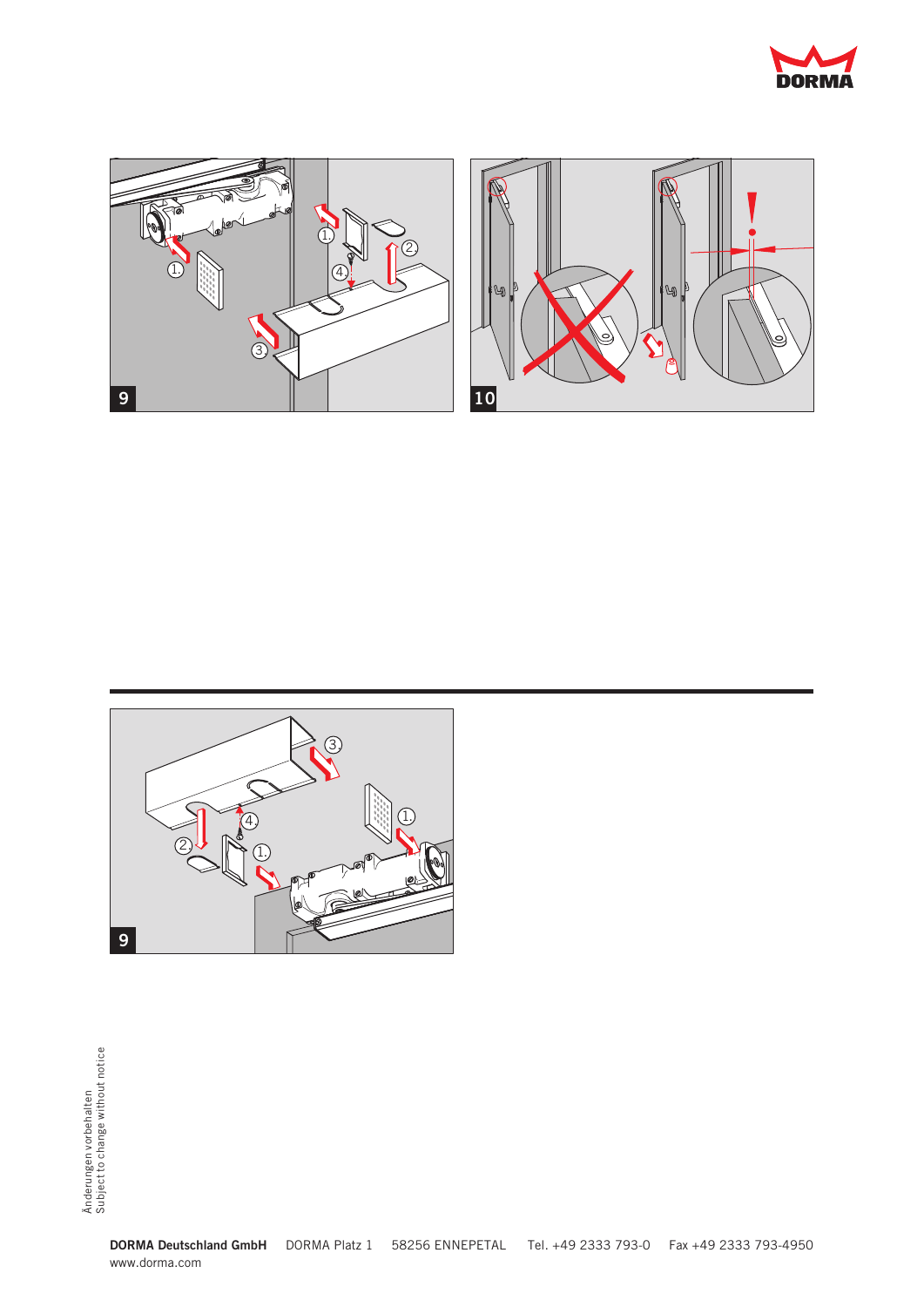DORMA

9

10

9

Änderungen vorbehalten
Subject to change without notice

**DORMA Deutschland GmbH** DORMA Platz 1 58256 ENNEPETAL Tel. +49 2333 793-0 Fax +49 2333 793-4950
www.dorma.com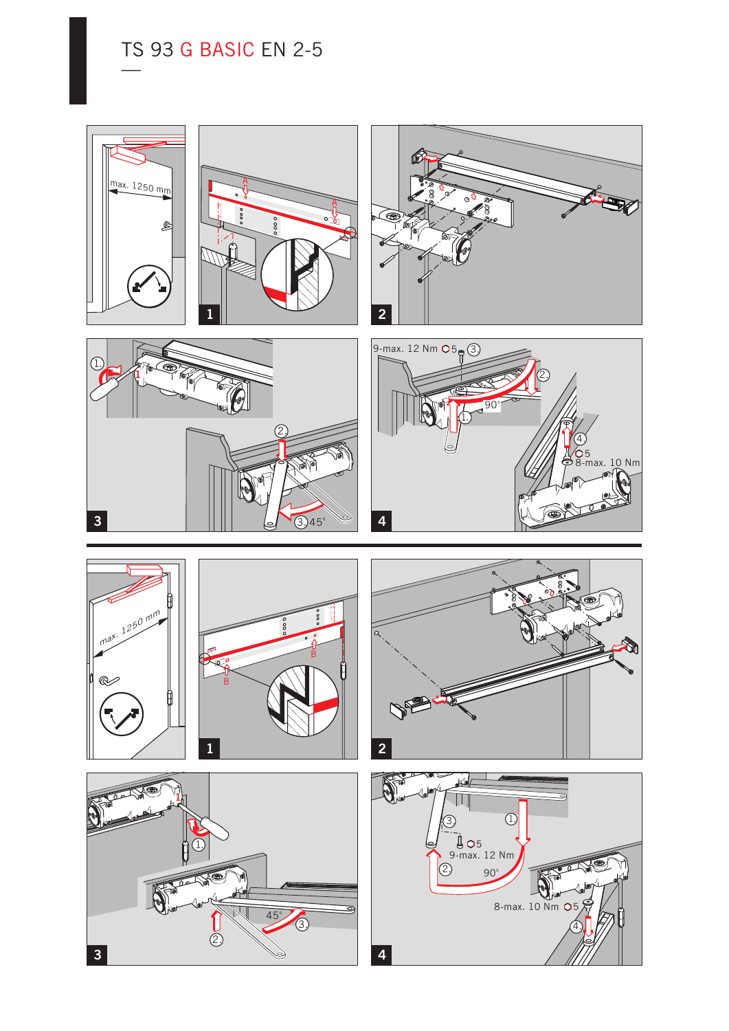# TS 93 G BASIC EN 2-5

max. 1250 mm

1

A

A

2

1.

1

2.

3. 45°

3

9-max. 12 Nm 5 3.

2.

90°

1.

4.

5

8-max. 10 Nm

4

max. 1250 mm

1

B

B

2

1

1.

2.

45°

3.

3

3.

1.

5

9-max. 12 Nm

2.

90°

8-max. 10 Nm 5

4.

4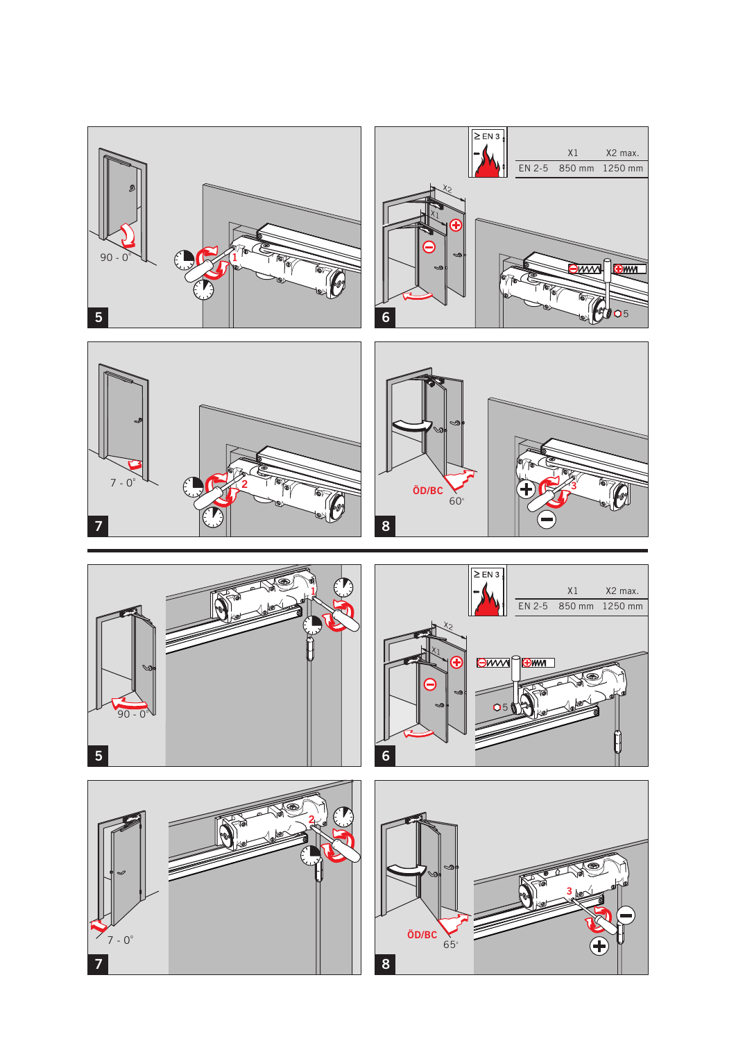| | X1 | X2 max. |
|---|---|---|
| EN 2-5 | 850 mm | 1250 mm |

| | X1 | X2 max. |
|---|---|---|
| EN 2-5 | 850 mm | 1250 mm |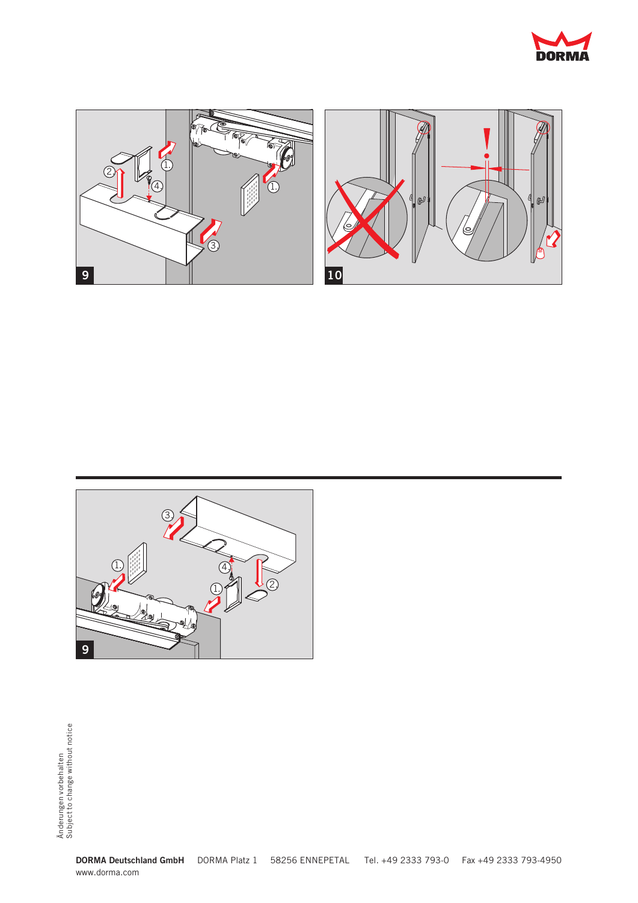DORMA

9

1.
2.
3.
4.

10

9

1.
2.
3.
4.

Änderungen vorbehalten
Subject to change without notice

**DORMA Deutschland GmbH** DORMA Platz 1 58256 ENNEPETAL Tel. +49 2333 793-0 Fax +49 2333 793-4950
www.dorma.com